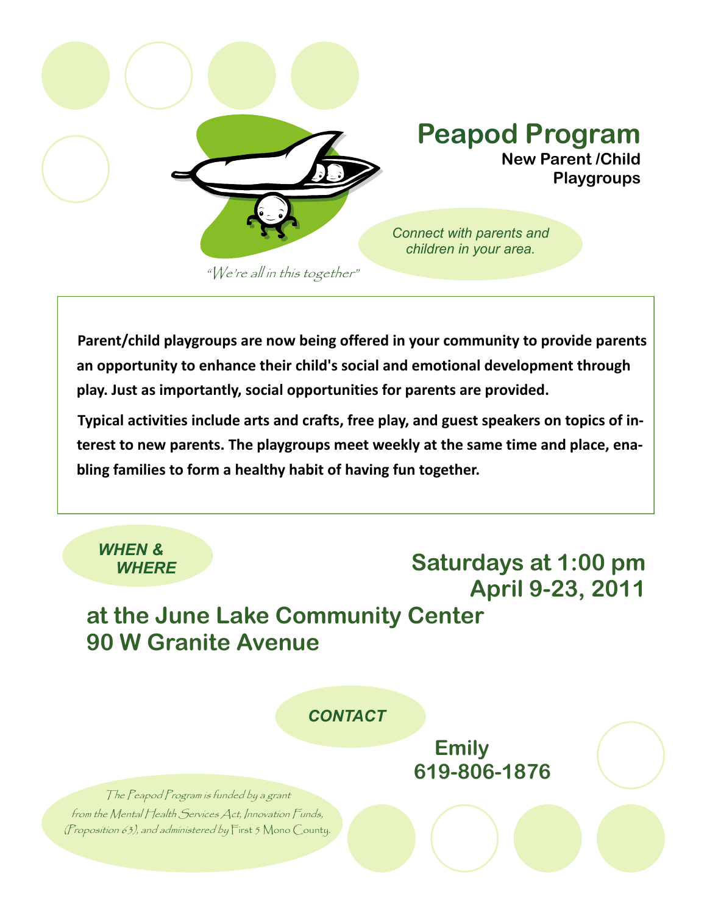# Peapod Program

**New Parent /Child Playgroups**

*Connect with parents and children in your area.*

*"We're all in this together"*

**Parent/child playgroups are now being offered in your community to provide parents an opportunity to enhance their child's social and emotional development through play. Just as importantly, social opportunities for parents are provided.**

**Typical activities include arts and crafts, free play, and guest speakers on topics of interest to new parents. The playgroups meet weekly at the same time and place, enabling families to form a healthy habit of having fun together.**

***WHEN & WHERE***

## Saturdays at 1:00 pm
## April 9-23, 2011

## at the June Lake Community Center
## 90 W Granite Avenue

***CONTACT***

**Emily**
**619-806-1876**

*The Peapod Program is funded by a grant from the Mental Health Services Act, Innovation Funds, (Proposition 63), and administered by First 5 Mono County.*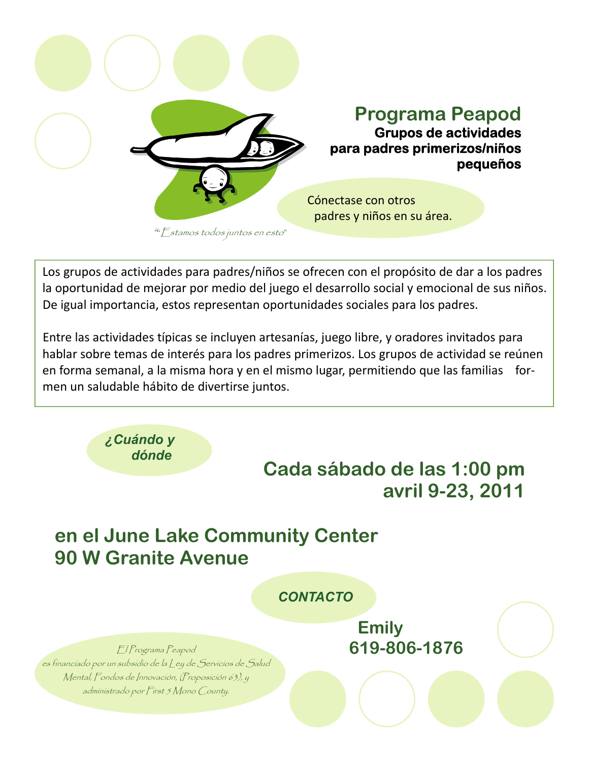# Programa Peapod

**Grupos de actividades para padres primerizos/niños pequeños**

Cónectase con otros padres y niños en su área.

*"Estamos todos juntos en esto"*

Los grupos de actividades para padres/niños se ofrecen con el propósito de dar a los padres la oportunidad de mejorar por medio del juego el desarrollo social y emocional de sus niños. De igual importancia, estos representan oportunidades sociales para los padres.

Entre las actividades típicas se incluyen artesanías, juego libre, y oradores invitados para hablar sobre temas de interés para los padres primerizos. Los grupos de actividad se reúnen en forma semanal, a la misma hora y en el mismo lugar, permitiendo que las familias formen un saludable hábito de divertirse juntos.

***¿Cuándo y dónde***

## Cada sábado de las 1:00 pm
## avril 9-23, 2011

## en el June Lake Community Center
## 90 W Granite Avenue

***CONTACTO***

**Emily**
**619-806-1876**

*El Programa Peapod es financiado por un subsidio de la Ley de Servicios de Salud Mental, Fondos de Innovación, (Proposición 63), y administrado por First 5 Mono County.*